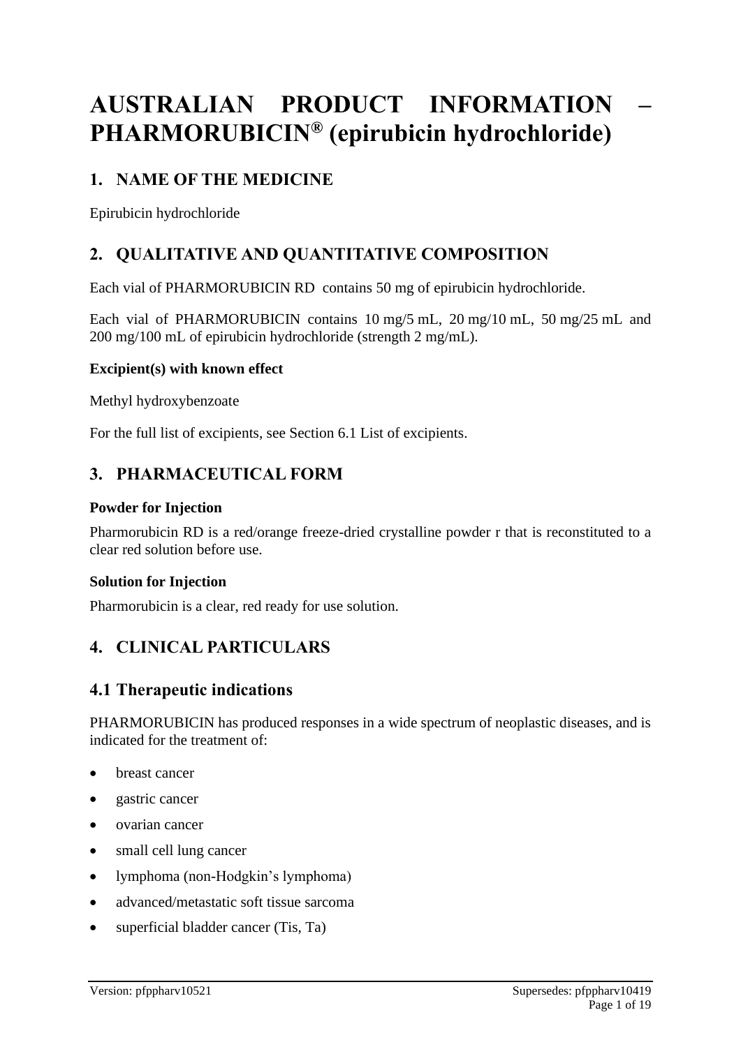# AUSTRALIAN PRODUCT INFORMATION – PHARMORUBICIN® (epirubicin hydrochloride)

## 1. NAME OF THE MEDICINE

Epirubicin hydrochloride

## 2. QUALITATIVE AND QUANTITATIVE COMPOSITION

Each vial of PHARMORUBICIN RD contains 50 mg of epirubicin hydrochloride.

Each vial of PHARMORUBICIN contains 10 mg/5 mL, 20 mg/10 mL, 50 mg/25 mL and 200 mg/100 mL of epirubicin hydrochloride (strength 2 mg/mL).

**Excipient(s) with known effect**

Methyl hydroxybenzoate

For the full list of excipients, see Section 6.1 List of excipients.

## 3. PHARMACEUTICAL FORM

**Powder for Injection**

Pharmorubicin RD is a red/orange freeze-dried crystalline powder r that is reconstituted to a clear red solution before use.

**Solution for Injection**

Pharmorubicin is a clear, red ready for use solution.

## 4. CLINICAL PARTICULARS

### 4.1 Therapeutic indications

PHARMORUBICIN has produced responses in a wide spectrum of neoplastic diseases, and is indicated for the treatment of:

- breast cancer
- gastric cancer
- ovarian cancer
- small cell lung cancer
- lymphoma (non-Hodgkin's lymphoma)
- advanced/metastatic soft tissue sarcoma
- superficial bladder cancer (Tis, Ta)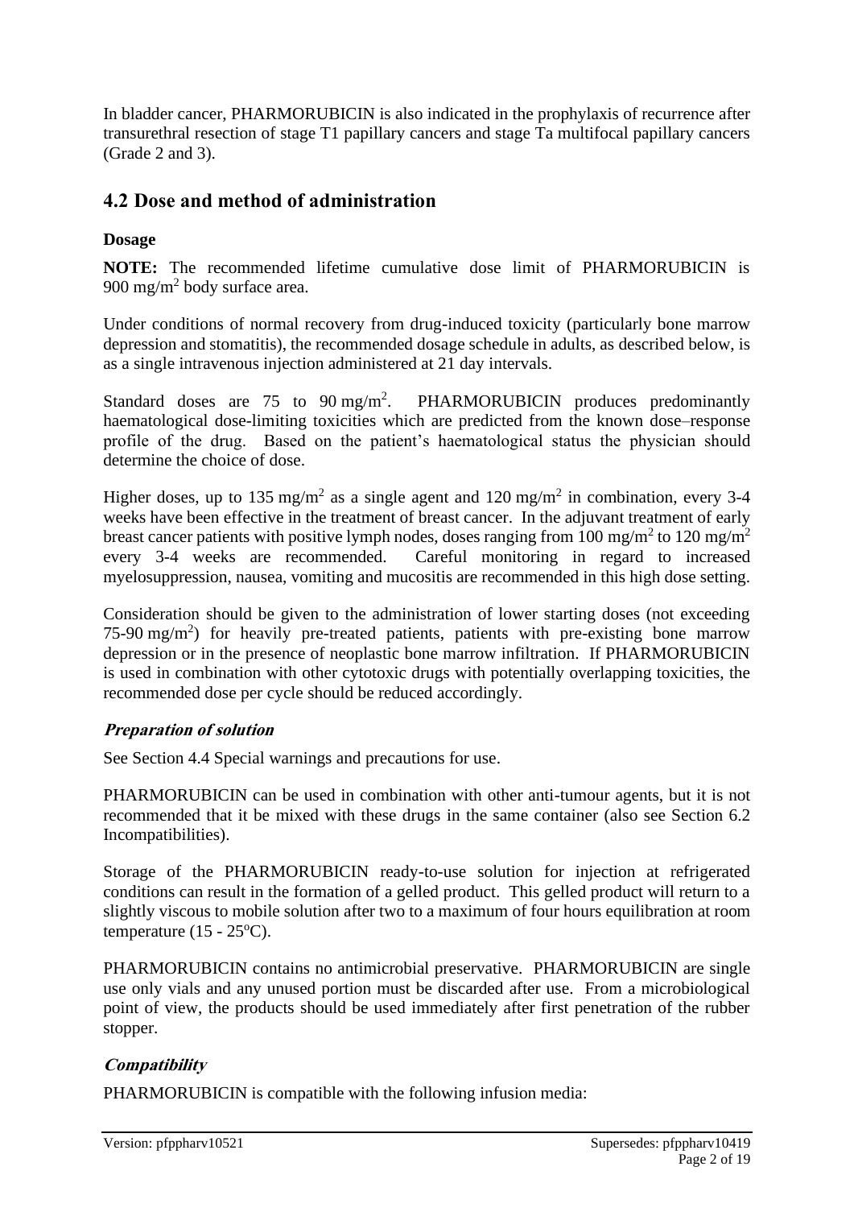In bladder cancer, PHARMORUBICIN is also indicated in the prophylaxis of recurrence after transurethral resection of stage T1 papillary cancers and stage Ta multifocal papillary cancers (Grade 2 and 3).

## 4.2 Dose and method of administration

### Dosage

**NOTE:** The recommended lifetime cumulative dose limit of PHARMORUBICIN is 900 mg/m$^2$ body surface area.

Under conditions of normal recovery from drug-induced toxicity (particularly bone marrow depression and stomatitis), the recommended dosage schedule in adults, as described below, is as a single intravenous injection administered at 21 day intervals.

Standard doses are 75 to 90 mg/m$^2$. PHARMORUBICIN produces predominantly haematological dose-limiting toxicities which are predicted from the known dose–response profile of the drug. Based on the patient's haematological status the physician should determine the choice of dose.

Higher doses, up to 135 mg/m$^2$ as a single agent and 120 mg/m$^2$ in combination, every 3-4 weeks have been effective in the treatment of breast cancer. In the adjuvant treatment of early breast cancer patients with positive lymph nodes, doses ranging from 100 mg/m$^2$ to 120 mg/m$^2$ every 3-4 weeks are recommended. Careful monitoring in regard to increased myelosuppression, nausea, vomiting and mucositis are recommended in this high dose setting.

Consideration should be given to the administration of lower starting doses (not exceeding 75-90 mg/m$^2$) for heavily pre-treated patients, patients with pre-existing bone marrow depression or in the presence of neoplastic bone marrow infiltration. If PHARMORUBICIN is used in combination with other cytotoxic drugs with potentially overlapping toxicities, the recommended dose per cycle should be reduced accordingly.

### *Preparation of solution*

See Section 4.4 Special warnings and precautions for use.

PHARMORUBICIN can be used in combination with other anti-tumour agents, but it is not recommended that it be mixed with these drugs in the same container (also see Section 6.2 Incompatibilities).

Storage of the PHARMORUBICIN ready-to-use solution for injection at refrigerated conditions can result in the formation of a gelled product. This gelled product will return to a slightly viscous to mobile solution after two to a maximum of four hours equilibration at room temperature (15 - 25$^{o}$C).

PHARMORUBICIN contains no antimicrobial preservative. PHARMORUBICIN are single use only vials and any unused portion must be discarded after use. From a microbiological point of view, the products should be used immediately after first penetration of the rubber stopper.

### *Compatibility*

PHARMORUBICIN is compatible with the following infusion media: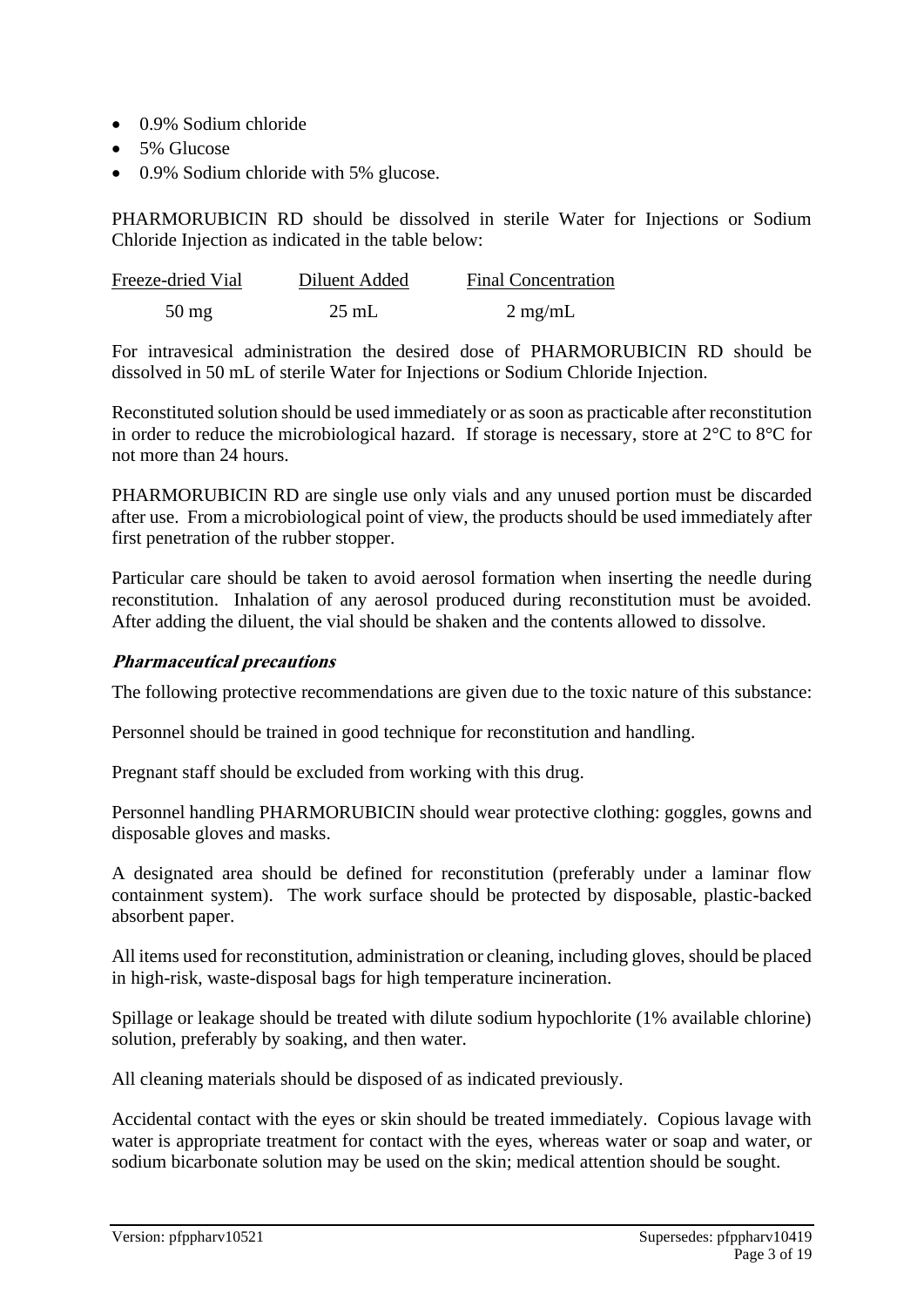- 0.9% Sodium chloride
- 5% Glucose
- 0.9% Sodium chloride with 5% glucose.

PHARMORUBICIN RD should be dissolved in sterile Water for Injections or Sodium Chloride Injection as indicated in the table below:

| Freeze-dried Vial | Diluent Added | Final Concentration |
|---|---|---|
| 50 mg | 25 mL | 2 mg/mL |

For intravesical administration the desired dose of PHARMORUBICIN RD should be dissolved in 50 mL of sterile Water for Injections or Sodium Chloride Injection.

Reconstituted solution should be used immediately or as soon as practicable after reconstitution in order to reduce the microbiological hazard. If storage is necessary, store at 2°C to 8°C for not more than 24 hours.

PHARMORUBICIN RD are single use only vials and any unused portion must be discarded after use. From a microbiological point of view, the products should be used immediately after first penetration of the rubber stopper.

Particular care should be taken to avoid aerosol formation when inserting the needle during reconstitution. Inhalation of any aerosol produced during reconstitution must be avoided. After adding the diluent, the vial should be shaken and the contents allowed to dissolve.

***Pharmaceutical precautions***

The following protective recommendations are given due to the toxic nature of this substance:

Personnel should be trained in good technique for reconstitution and handling.

Pregnant staff should be excluded from working with this drug.

Personnel handling PHARMORUBICIN should wear protective clothing: goggles, gowns and disposable gloves and masks.

A designated area should be defined for reconstitution (preferably under a laminar flow containment system). The work surface should be protected by disposable, plastic-backed absorbent paper.

All items used for reconstitution, administration or cleaning, including gloves, should be placed in high-risk, waste-disposal bags for high temperature incineration.

Spillage or leakage should be treated with dilute sodium hypochlorite (1% available chlorine) solution, preferably by soaking, and then water.

All cleaning materials should be disposed of as indicated previously.

Accidental contact with the eyes or skin should be treated immediately. Copious lavage with water is appropriate treatment for contact with the eyes, whereas water or soap and water, or sodium bicarbonate solution may be used on the skin; medical attention should be sought.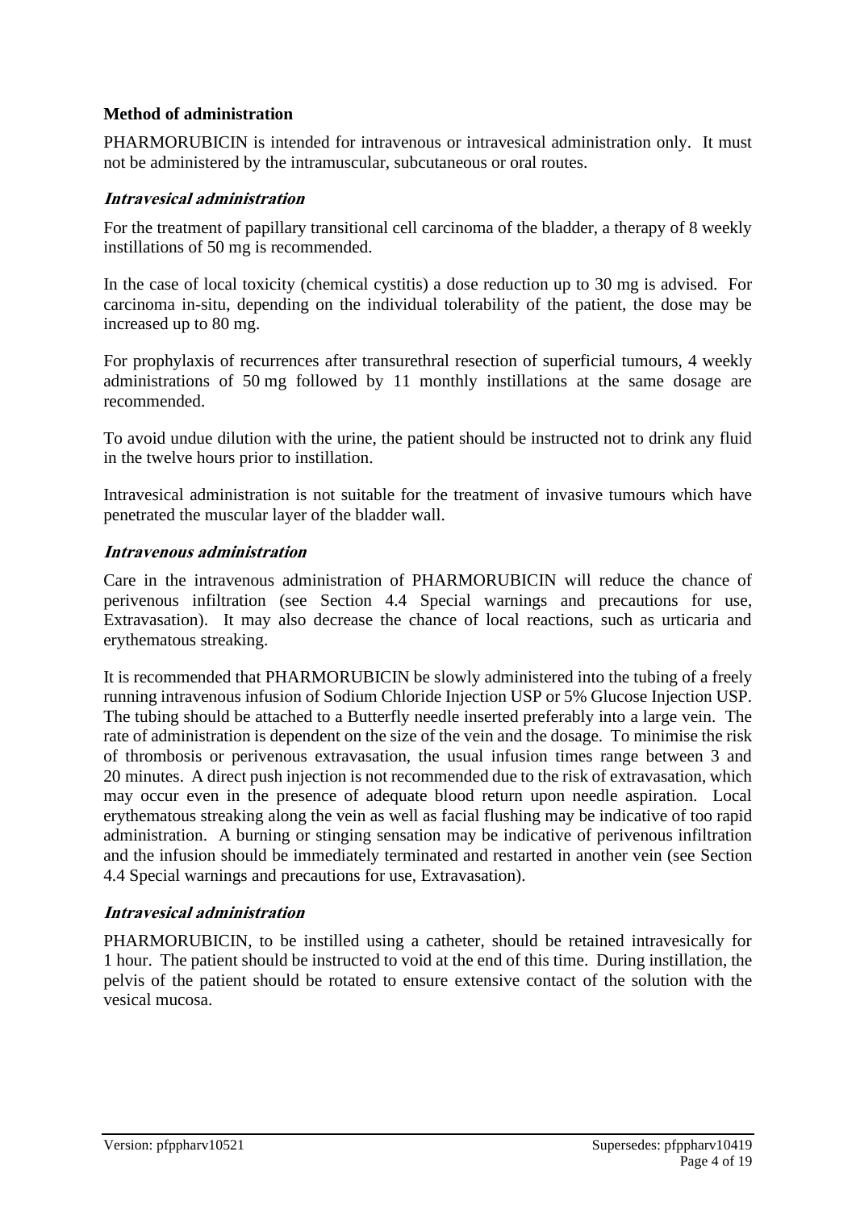### Method of administration

PHARMORUBICIN is intended for intravenous or intravesical administration only. It must not be administered by the intramuscular, subcutaneous or oral routes.

#### *Intravesical administration*

For the treatment of papillary transitional cell carcinoma of the bladder, a therapy of 8 weekly instillations of 50 mg is recommended.

In the case of local toxicity (chemical cystitis) a dose reduction up to 30 mg is advised. For carcinoma in-situ, depending on the individual tolerability of the patient, the dose may be increased up to 80 mg.

For prophylaxis of recurrences after transurethral resection of superficial tumours, 4 weekly administrations of 50 mg followed by 11 monthly instillations at the same dosage are recommended.

To avoid undue dilution with the urine, the patient should be instructed not to drink any fluid in the twelve hours prior to instillation.

Intravesical administration is not suitable for the treatment of invasive tumours which have penetrated the muscular layer of the bladder wall.

#### *Intravenous administration*

Care in the intravenous administration of PHARMORUBICIN will reduce the chance of perivenous infiltration (see Section 4.4 Special warnings and precautions for use, Extravasation). It may also decrease the chance of local reactions, such as urticaria and erythematous streaking.

It is recommended that PHARMORUBICIN be slowly administered into the tubing of a freely running intravenous infusion of Sodium Chloride Injection USP or 5% Glucose Injection USP. The tubing should be attached to a Butterfly needle inserted preferably into a large vein. The rate of administration is dependent on the size of the vein and the dosage. To minimise the risk of thrombosis or perivenous extravasation, the usual infusion times range between 3 and 20 minutes. A direct push injection is not recommended due to the risk of extravasation, which may occur even in the presence of adequate blood return upon needle aspiration. Local erythematous streaking along the vein as well as facial flushing may be indicative of too rapid administration. A burning or stinging sensation may be indicative of perivenous infiltration and the infusion should be immediately terminated and restarted in another vein (see Section 4.4 Special warnings and precautions for use, Extravasation).

#### *Intravesical administration*

PHARMORUBICIN, to be instilled using a catheter, should be retained intravesically for 1 hour. The patient should be instructed to void at the end of this time. During instillation, the pelvis of the patient should be rotated to ensure extensive contact of the solution with the vesical mucosa.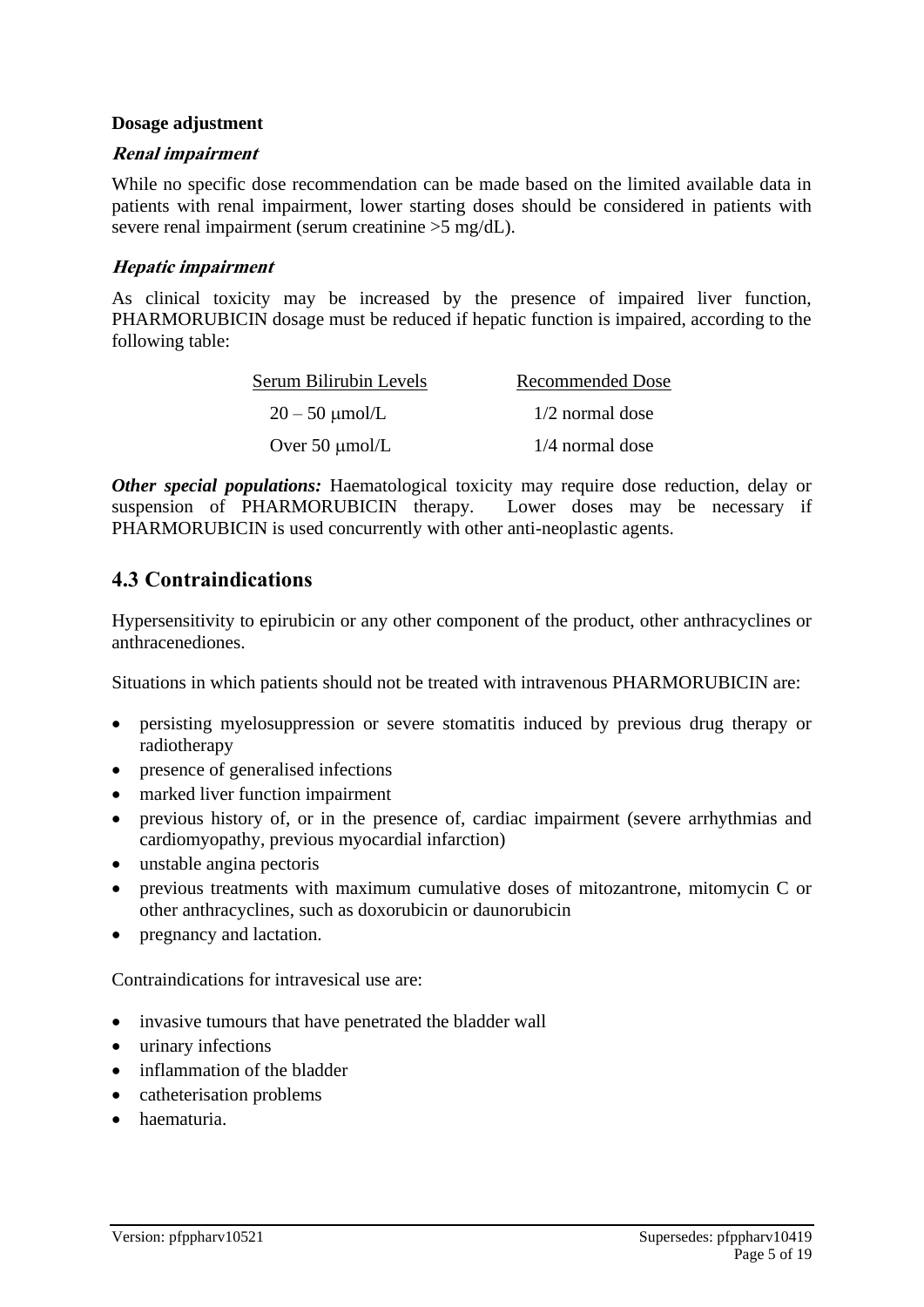**Dosage adjustment**

***Renal impairment***

While no specific dose recommendation can be made based on the limited available data in patients with renal impairment, lower starting doses should be considered in patients with severe renal impairment (serum creatinine >5 mg/dL).

***Hepatic impairment***

As clinical toxicity may be increased by the presence of impaired liver function, PHARMORUBICIN dosage must be reduced if hepatic function is impaired, according to the following table:

| Serum Bilirubin Levels | Recommended Dose |
| --- | --- |
| 20 – 50 μmol/L | 1/2 normal dose |
| Over 50 μmol/L | 1/4 normal dose |

***Other special populations:*** Haematological toxicity may require dose reduction, delay or suspension of PHARMORUBICIN therapy. Lower doses may be necessary if PHARMORUBICIN is used concurrently with other anti-neoplastic agents.

## 4.3 Contraindications

Hypersensitivity to epirubicin or any other component of the product, other anthracyclines or anthracenediones.

Situations in which patients should not be treated with intravenous PHARMORUBICIN are:

- persisting myelosuppression or severe stomatitis induced by previous drug therapy or radiotherapy
- presence of generalised infections
- marked liver function impairment
- previous history of, or in the presence of, cardiac impairment (severe arrhythmias and cardiomyopathy, previous myocardial infarction)
- unstable angina pectoris
- previous treatments with maximum cumulative doses of mitozantrone, mitomycin C or other anthracyclines, such as doxorubicin or daunorubicin
- pregnancy and lactation.

Contraindications for intravesical use are:

- invasive tumours that have penetrated the bladder wall
- urinary infections
- inflammation of the bladder
- catheterisation problems
- haematuria.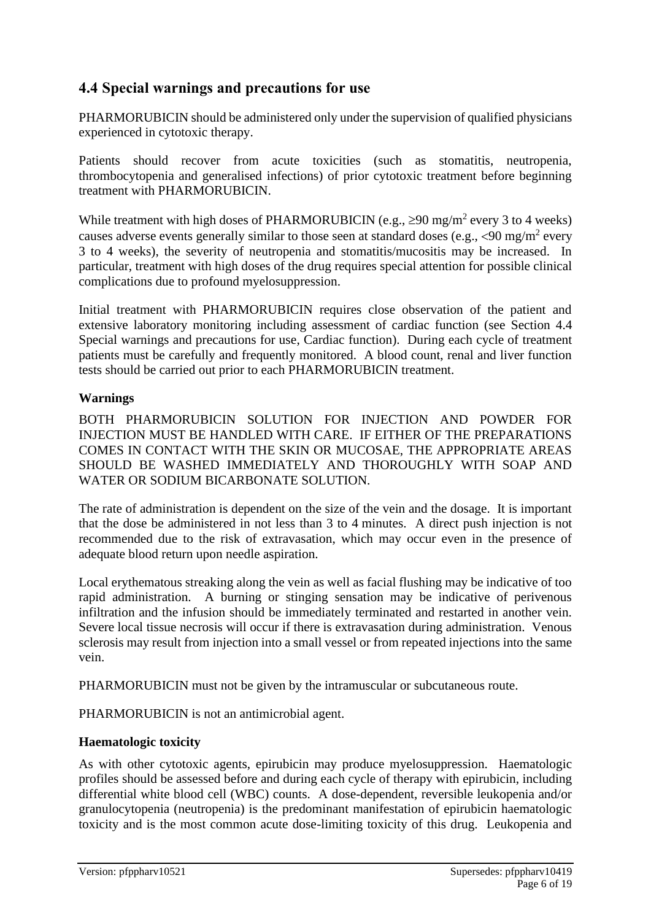## 4.4 Special warnings and precautions for use

PHARMORUBICIN should be administered only under the supervision of qualified physicians experienced in cytotoxic therapy.

Patients should recover from acute toxicities (such as stomatitis, neutropenia, thrombocytopenia and generalised infections) of prior cytotoxic treatment before beginning treatment with PHARMORUBICIN.

While treatment with high doses of PHARMORUBICIN (e.g., ≥90 mg/m$^2$ every 3 to 4 weeks) causes adverse events generally similar to those seen at standard doses (e.g., <90 mg/m$^2$ every 3 to 4 weeks), the severity of neutropenia and stomatitis/mucositis may be increased. In particular, treatment with high doses of the drug requires special attention for possible clinical complications due to profound myelosuppression.

Initial treatment with PHARMORUBICIN requires close observation of the patient and extensive laboratory monitoring including assessment of cardiac function (see Section 4.4 Special warnings and precautions for use, Cardiac function). During each cycle of treatment patients must be carefully and frequently monitored. A blood count, renal and liver function tests should be carried out prior to each PHARMORUBICIN treatment.

### Warnings

BOTH PHARMORUBICIN SOLUTION FOR INJECTION AND POWDER FOR INJECTION MUST BE HANDLED WITH CARE. IF EITHER OF THE PREPARATIONS COMES IN CONTACT WITH THE SKIN OR MUCOSAE, THE APPROPRIATE AREAS SHOULD BE WASHED IMMEDIATELY AND THOROUGHLY WITH SOAP AND WATER OR SODIUM BICARBONATE SOLUTION.

The rate of administration is dependent on the size of the vein and the dosage. It is important that the dose be administered in not less than 3 to 4 minutes. A direct push injection is not recommended due to the risk of extravasation, which may occur even in the presence of adequate blood return upon needle aspiration.

Local erythematous streaking along the vein as well as facial flushing may be indicative of too rapid administration. A burning or stinging sensation may be indicative of perivenous infiltration and the infusion should be immediately terminated and restarted in another vein. Severe local tissue necrosis will occur if there is extravasation during administration. Venous sclerosis may result from injection into a small vessel or from repeated injections into the same vein.

PHARMORUBICIN must not be given by the intramuscular or subcutaneous route.

PHARMORUBICIN is not an antimicrobial agent.

### Haematologic toxicity

As with other cytotoxic agents, epirubicin may produce myelosuppression. Haematologic profiles should be assessed before and during each cycle of therapy with epirubicin, including differential white blood cell (WBC) counts. A dose-dependent, reversible leukopenia and/or granulocytopenia (neutropenia) is the predominant manifestation of epirubicin haematologic toxicity and is the most common acute dose-limiting toxicity of this drug. Leukopenia and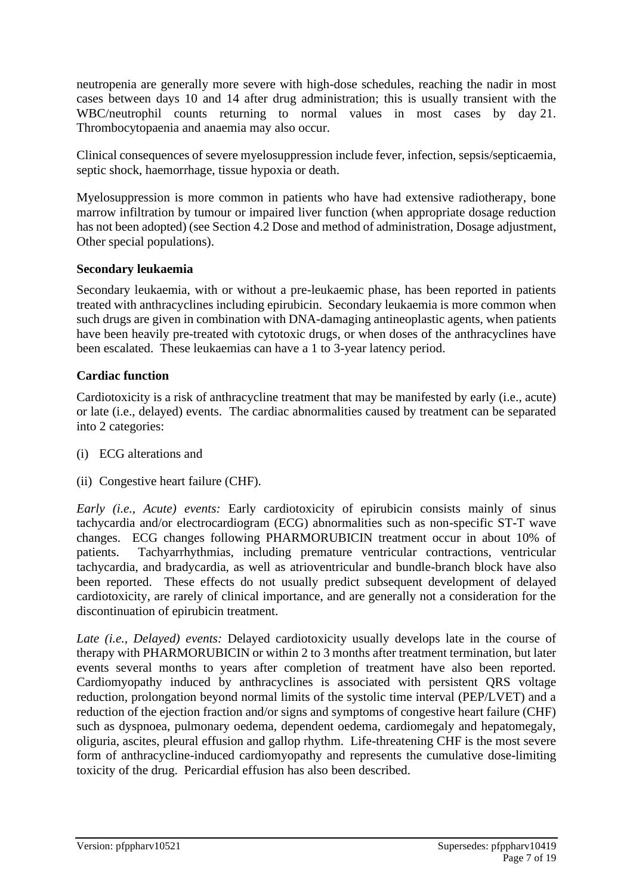neutropenia are generally more severe with high-dose schedules, reaching the nadir in most cases between days 10 and 14 after drug administration; this is usually transient with the WBC/neutrophil counts returning to normal values in most cases by day 21. Thrombocytopaenia and anaemia may also occur.

Clinical consequences of severe myelosuppression include fever, infection, sepsis/septicaemia, septic shock, haemorrhage, tissue hypoxia or death.

Myelosuppression is more common in patients who have had extensive radiotherapy, bone marrow infiltration by tumour or impaired liver function (when appropriate dosage reduction has not been adopted) (see Section 4.2 Dose and method of administration, Dosage adjustment, Other special populations).

**Secondary leukaemia**

Secondary leukaemia, with or without a pre-leukaemic phase, has been reported in patients treated with anthracyclines including epirubicin. Secondary leukaemia is more common when such drugs are given in combination with DNA-damaging antineoplastic agents, when patients have been heavily pre-treated with cytotoxic drugs, or when doses of the anthracyclines have been escalated. These leukaemias can have a 1 to 3-year latency period.

**Cardiac function**

Cardiotoxicity is a risk of anthracycline treatment that may be manifested by early (i.e., acute) or late (i.e., delayed) events. The cardiac abnormalities caused by treatment can be separated into 2 categories:

(i) ECG alterations and

(ii) Congestive heart failure (CHF).

*Early (i.e., Acute) events:* Early cardiotoxicity of epirubicin consists mainly of sinus tachycardia and/or electrocardiogram (ECG) abnormalities such as non-specific ST-T wave changes. ECG changes following PHARMORUBICIN treatment occur in about 10% of patients. Tachyarrhythmias, including premature ventricular contractions, ventricular tachycardia, and bradycardia, as well as atrioventricular and bundle-branch block have also been reported. These effects do not usually predict subsequent development of delayed cardiotoxicity, are rarely of clinical importance, and are generally not a consideration for the discontinuation of epirubicin treatment.

*Late (i.e., Delayed) events:* Delayed cardiotoxicity usually develops late in the course of therapy with PHARMORUBICIN or within 2 to 3 months after treatment termination, but later events several months to years after completion of treatment have also been reported. Cardiomyopathy induced by anthracyclines is associated with persistent QRS voltage reduction, prolongation beyond normal limits of the systolic time interval (PEP/LVET) and a reduction of the ejection fraction and/or signs and symptoms of congestive heart failure (CHF) such as dyspnoea, pulmonary oedema, dependent oedema, cardiomegaly and hepatomegaly, oliguria, ascites, pleural effusion and gallop rhythm. Life-threatening CHF is the most severe form of anthracycline-induced cardiomyopathy and represents the cumulative dose-limiting toxicity of the drug. Pericardial effusion has also been described.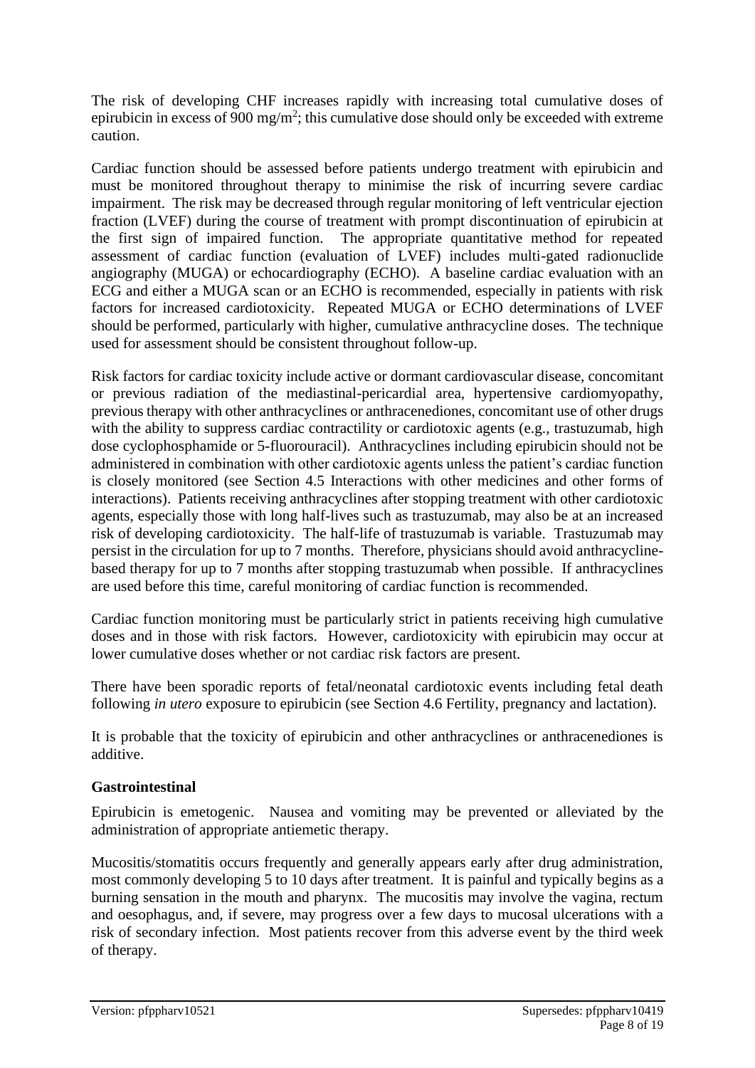The risk of developing CHF increases rapidly with increasing total cumulative doses of epirubicin in excess of 900 mg/m$^2$; this cumulative dose should only be exceeded with extreme caution.

Cardiac function should be assessed before patients undergo treatment with epirubicin and must be monitored throughout therapy to minimise the risk of incurring severe cardiac impairment. The risk may be decreased through regular monitoring of left ventricular ejection fraction (LVEF) during the course of treatment with prompt discontinuation of epirubicin at the first sign of impaired function. The appropriate quantitative method for repeated assessment of cardiac function (evaluation of LVEF) includes multi-gated radionuclide angiography (MUGA) or echocardiography (ECHO). A baseline cardiac evaluation with an ECG and either a MUGA scan or an ECHO is recommended, especially in patients with risk factors for increased cardiotoxicity. Repeated MUGA or ECHO determinations of LVEF should be performed, particularly with higher, cumulative anthracycline doses. The technique used for assessment should be consistent throughout follow-up.

Risk factors for cardiac toxicity include active or dormant cardiovascular disease, concomitant or previous radiation of the mediastinal-pericardial area, hypertensive cardiomyopathy, previous therapy with other anthracyclines or anthracenediones, concomitant use of other drugs with the ability to suppress cardiac contractility or cardiotoxic agents (e.g., trastuzumab, high dose cyclophosphamide or 5-fluorouracil). Anthracyclines including epirubicin should not be administered in combination with other cardiotoxic agents unless the patient's cardiac function is closely monitored (see Section 4.5 Interactions with other medicines and other forms of interactions). Patients receiving anthracyclines after stopping treatment with other cardiotoxic agents, especially those with long half-lives such as trastuzumab, may also be at an increased risk of developing cardiotoxicity. The half-life of trastuzumab is variable. Trastuzumab may persist in the circulation for up to 7 months. Therefore, physicians should avoid anthracycline-based therapy for up to 7 months after stopping trastuzumab when possible. If anthracyclines are used before this time, careful monitoring of cardiac function is recommended.

Cardiac function monitoring must be particularly strict in patients receiving high cumulative doses and in those with risk factors. However, cardiotoxicity with epirubicin may occur at lower cumulative doses whether or not cardiac risk factors are present.

There have been sporadic reports of fetal/neonatal cardiotoxic events including fetal death following *in utero* exposure to epirubicin (see Section 4.6 Fertility, pregnancy and lactation).

It is probable that the toxicity of epirubicin and other anthracyclines or anthracenediones is additive.

**Gastrointestinal**

Epirubicin is emetogenic. Nausea and vomiting may be prevented or alleviated by the administration of appropriate antiemetic therapy.

Mucositis/stomatitis occurs frequently and generally appears early after drug administration, most commonly developing 5 to 10 days after treatment. It is painful and typically begins as a burning sensation in the mouth and pharynx. The mucositis may involve the vagina, rectum and oesophagus, and, if severe, may progress over a few days to mucosal ulcerations with a risk of secondary infection. Most patients recover from this adverse event by the third week of therapy.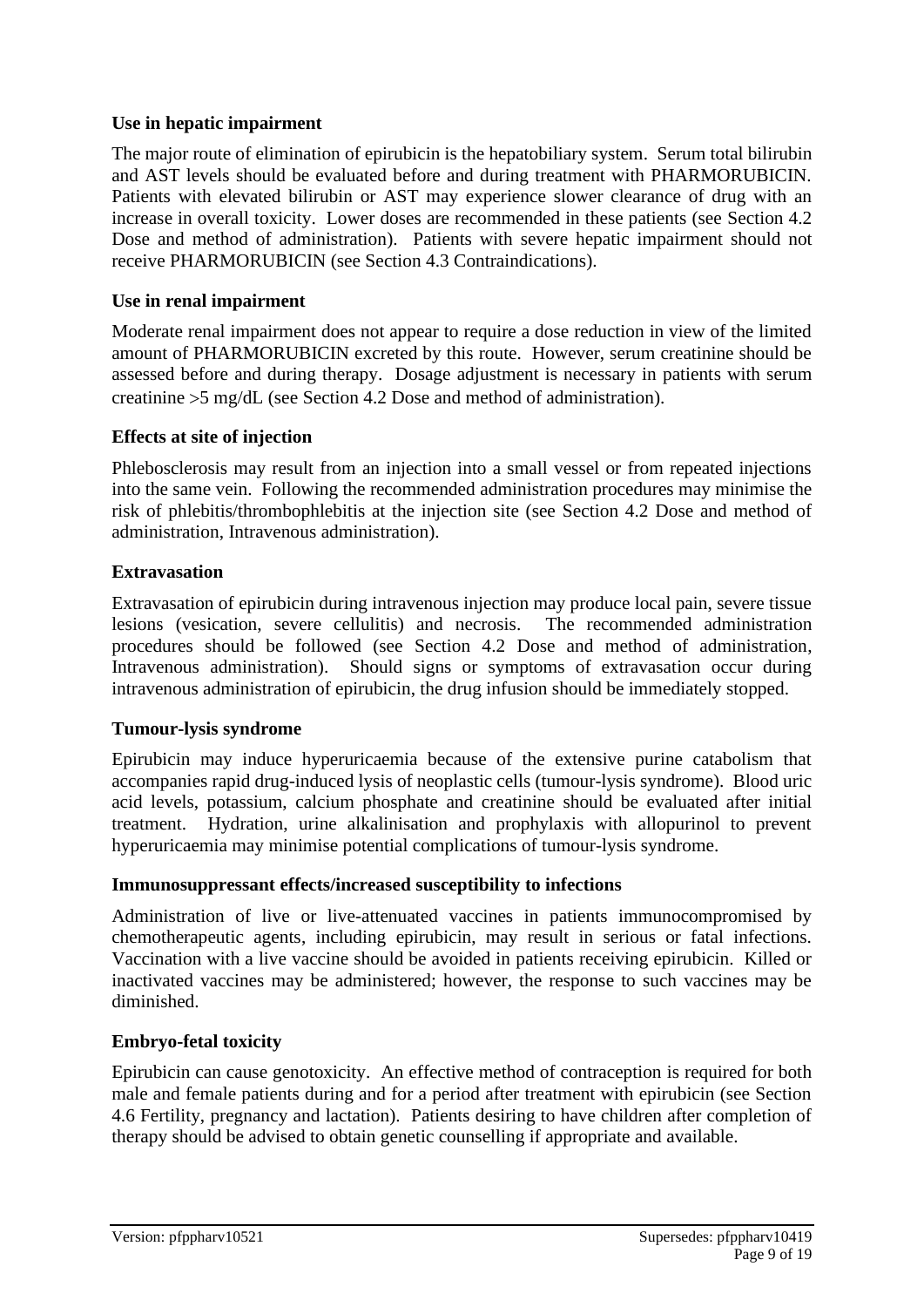### Use in hepatic impairment

The major route of elimination of epirubicin is the hepatobiliary system. Serum total bilirubin and AST levels should be evaluated before and during treatment with PHARMORUBICIN. Patients with elevated bilirubin or AST may experience slower clearance of drug with an increase in overall toxicity. Lower doses are recommended in these patients (see Section 4.2 Dose and method of administration). Patients with severe hepatic impairment should not receive PHARMORUBICIN (see Section 4.3 Contraindications).

### Use in renal impairment

Moderate renal impairment does not appear to require a dose reduction in view of the limited amount of PHARMORUBICIN excreted by this route. However, serum creatinine should be assessed before and during therapy. Dosage adjustment is necessary in patients with serum creatinine >5 mg/dL (see Section 4.2 Dose and method of administration).

### Effects at site of injection

Phlebosclerosis may result from an injection into a small vessel or from repeated injections into the same vein. Following the recommended administration procedures may minimise the risk of phlebitis/thrombophlebitis at the injection site (see Section 4.2 Dose and method of administration, Intravenous administration).

### Extravasation

Extravasation of epirubicin during intravenous injection may produce local pain, severe tissue lesions (vesication, severe cellulitis) and necrosis. The recommended administration procedures should be followed (see Section 4.2 Dose and method of administration, Intravenous administration). Should signs or symptoms of extravasation occur during intravenous administration of epirubicin, the drug infusion should be immediately stopped.

### Tumour-lysis syndrome

Epirubicin may induce hyperuricaemia because of the extensive purine catabolism that accompanies rapid drug-induced lysis of neoplastic cells (tumour-lysis syndrome). Blood uric acid levels, potassium, calcium phosphate and creatinine should be evaluated after initial treatment. Hydration, urine alkalinisation and prophylaxis with allopurinol to prevent hyperuricaemia may minimise potential complications of tumour-lysis syndrome.

### Immunosuppressant effects/increased susceptibility to infections

Administration of live or live-attenuated vaccines in patients immunocompromised by chemotherapeutic agents, including epirubicin, may result in serious or fatal infections. Vaccination with a live vaccine should be avoided in patients receiving epirubicin. Killed or inactivated vaccines may be administered; however, the response to such vaccines may be diminished.

### Embryo-fetal toxicity

Epirubicin can cause genotoxicity. An effective method of contraception is required for both male and female patients during and for a period after treatment with epirubicin (see Section 4.6 Fertility, pregnancy and lactation). Patients desiring to have children after completion of therapy should be advised to obtain genetic counselling if appropriate and available.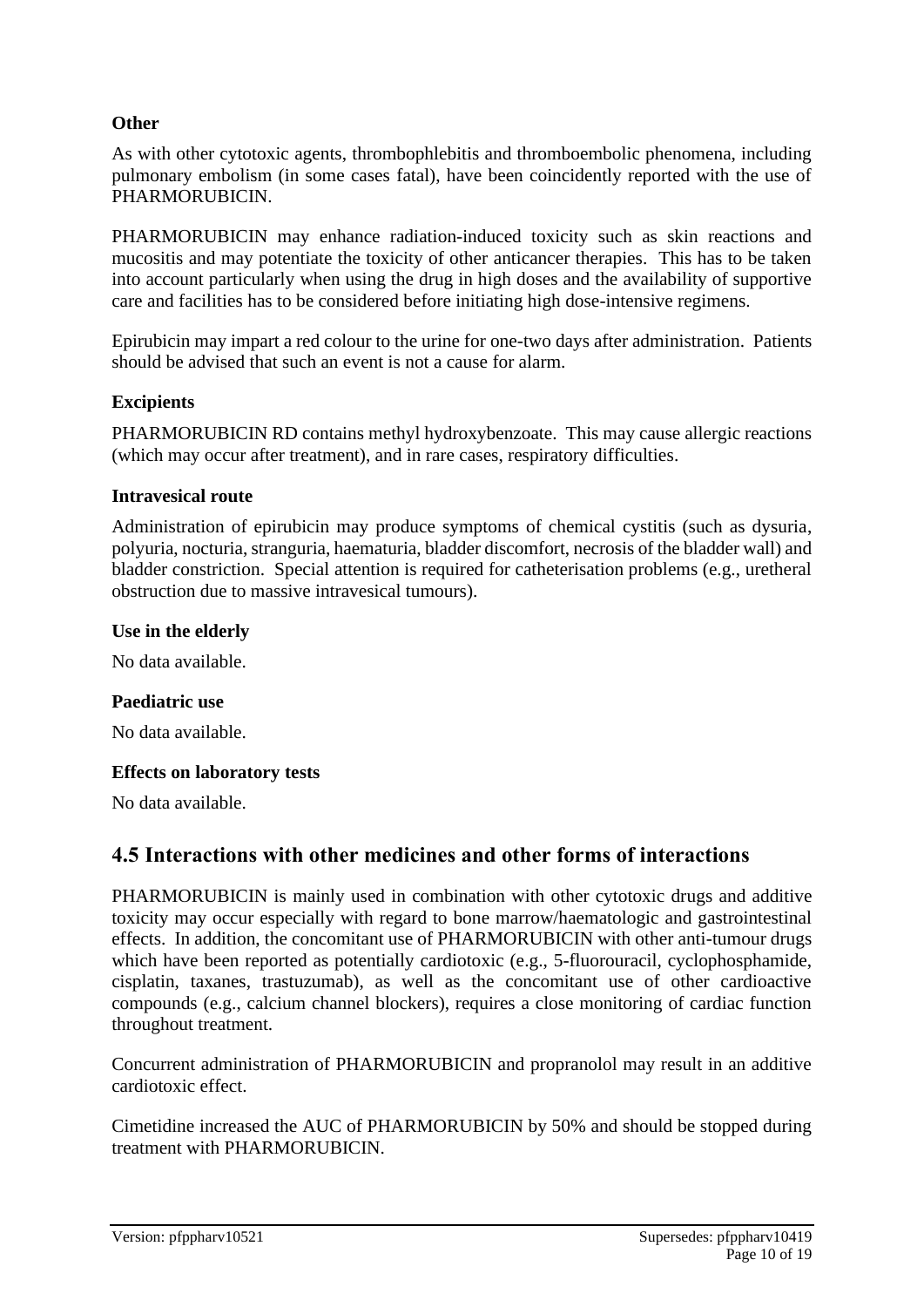**Other**

As with other cytotoxic agents, thrombophlebitis and thromboembolic phenomena, including pulmonary embolism (in some cases fatal), have been coincidently reported with the use of PHARMORUBICIN.

PHARMORUBICIN may enhance radiation-induced toxicity such as skin reactions and mucositis and may potentiate the toxicity of other anticancer therapies. This has to be taken into account particularly when using the drug in high doses and the availability of supportive care and facilities has to be considered before initiating high dose-intensive regimens.

Epirubicin may impart a red colour to the urine for one-two days after administration. Patients should be advised that such an event is not a cause for alarm.

**Excipients**

PHARMORUBICIN RD contains methyl hydroxybenzoate. This may cause allergic reactions (which may occur after treatment), and in rare cases, respiratory difficulties.

**Intravesical route**

Administration of epirubicin may produce symptoms of chemical cystitis (such as dysuria, polyuria, nocturia, stranguria, haematuria, bladder discomfort, necrosis of the bladder wall) and bladder constriction. Special attention is required for catheterisation problems (e.g., uretheral obstruction due to massive intravesical tumours).

**Use in the elderly**

No data available.

**Paediatric use**

No data available.

**Effects on laboratory tests**

No data available.

## 4.5 Interactions with other medicines and other forms of interactions

PHARMORUBICIN is mainly used in combination with other cytotoxic drugs and additive toxicity may occur especially with regard to bone marrow/haematologic and gastrointestinal effects. In addition, the concomitant use of PHARMORUBICIN with other anti-tumour drugs which have been reported as potentially cardiotoxic (e.g., 5-fluorouracil, cyclophosphamide, cisplatin, taxanes, trastuzumab), as well as the concomitant use of other cardioactive compounds (e.g., calcium channel blockers), requires a close monitoring of cardiac function throughout treatment.

Concurrent administration of PHARMORUBICIN and propranolol may result in an additive cardiotoxic effect.

Cimetidine increased the AUC of PHARMORUBICIN by 50% and should be stopped during treatment with PHARMORUBICIN.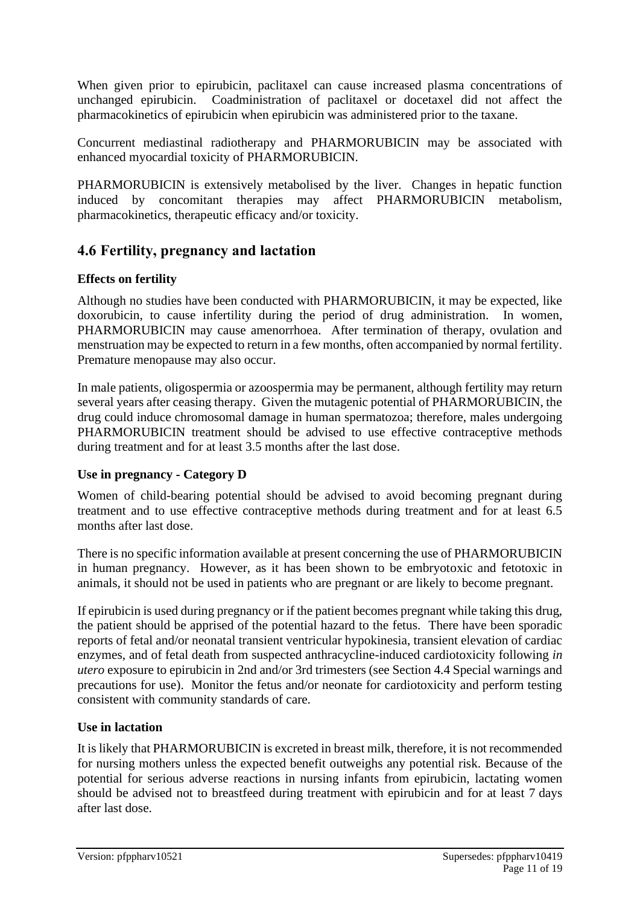When given prior to epirubicin, paclitaxel can cause increased plasma concentrations of unchanged epirubicin. Coadministration of paclitaxel or docetaxel did not affect the pharmacokinetics of epirubicin when epirubicin was administered prior to the taxane.

Concurrent mediastinal radiotherapy and PHARMORUBICIN may be associated with enhanced myocardial toxicity of PHARMORUBICIN.

PHARMORUBICIN is extensively metabolised by the liver. Changes in hepatic function induced by concomitant therapies may affect PHARMORUBICIN metabolism, pharmacokinetics, therapeutic efficacy and/or toxicity.

## 4.6 Fertility, pregnancy and lactation

### Effects on fertility

Although no studies have been conducted with PHARMORUBICIN, it may be expected, like doxorubicin, to cause infertility during the period of drug administration. In women, PHARMORUBICIN may cause amenorrhoea. After termination of therapy, ovulation and menstruation may be expected to return in a few months, often accompanied by normal fertility. Premature menopause may also occur.

In male patients, oligospermia or azoospermia may be permanent, although fertility may return several years after ceasing therapy. Given the mutagenic potential of PHARMORUBICIN, the drug could induce chromosomal damage in human spermatozoa; therefore, males undergoing PHARMORUBICIN treatment should be advised to use effective contraceptive methods during treatment and for at least 3.5 months after the last dose.

### Use in pregnancy - Category D

Women of child-bearing potential should be advised to avoid becoming pregnant during treatment and to use effective contraceptive methods during treatment and for at least 6.5 months after last dose.

There is no specific information available at present concerning the use of PHARMORUBICIN in human pregnancy. However, as it has been shown to be embryotoxic and fetotoxic in animals, it should not be used in patients who are pregnant or are likely to become pregnant.

If epirubicin is used during pregnancy or if the patient becomes pregnant while taking this drug, the patient should be apprised of the potential hazard to the fetus. There have been sporadic reports of fetal and/or neonatal transient ventricular hypokinesia, transient elevation of cardiac enzymes, and of fetal death from suspected anthracycline-induced cardiotoxicity following *in utero* exposure to epirubicin in 2nd and/or 3rd trimesters (see Section 4.4 Special warnings and precautions for use). Monitor the fetus and/or neonate for cardiotoxicity and perform testing consistent with community standards of care.

### Use in lactation

It is likely that PHARMORUBICIN is excreted in breast milk, therefore, it is not recommended for nursing mothers unless the expected benefit outweighs any potential risk. Because of the potential for serious adverse reactions in nursing infants from epirubicin, lactating women should be advised not to breastfeed during treatment with epirubicin and for at least 7 days after last dose.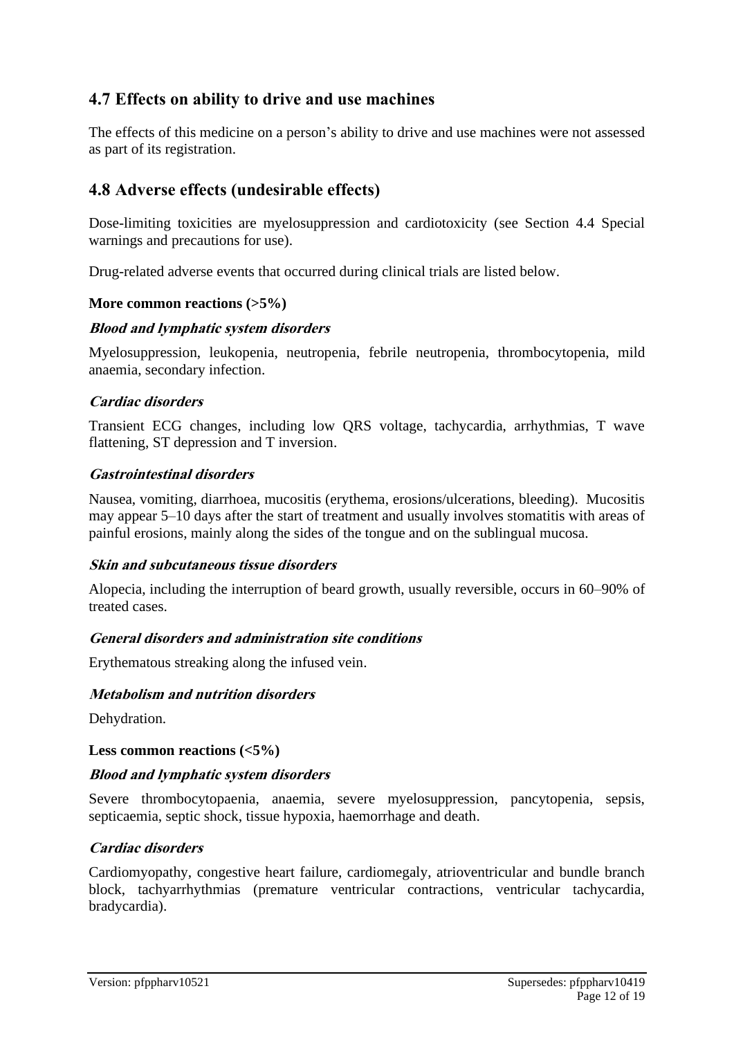## 4.7 Effects on ability to drive and use machines

The effects of this medicine on a person's ability to drive and use machines were not assessed as part of its registration.

## 4.8 Adverse effects (undesirable effects)

Dose-limiting toxicities are myelosuppression and cardiotoxicity (see Section 4.4 Special warnings and precautions for use).

Drug-related adverse events that occurred during clinical trials are listed below.

**More common reactions (>5%)**

***Blood and lymphatic system disorders***

Myelosuppression, leukopenia, neutropenia, febrile neutropenia, thrombocytopenia, mild anaemia, secondary infection.

***Cardiac disorders***

Transient ECG changes, including low QRS voltage, tachycardia, arrhythmias, T wave flattening, ST depression and T inversion.

***Gastrointestinal disorders***

Nausea, vomiting, diarrhoea, mucositis (erythema, erosions/ulcerations, bleeding). Mucositis may appear 5–10 days after the start of treatment and usually involves stomatitis with areas of painful erosions, mainly along the sides of the tongue and on the sublingual mucosa.

***Skin and subcutaneous tissue disorders***

Alopecia, including the interruption of beard growth, usually reversible, occurs in 60–90% of treated cases.

***General disorders and administration site conditions***

Erythematous streaking along the infused vein.

***Metabolism and nutrition disorders***

Dehydration.

**Less common reactions (<5%)**

***Blood and lymphatic system disorders***

Severe thrombocytopaenia, anaemia, severe myelosuppression, pancytopenia, sepsis, septicaemia, septic shock, tissue hypoxia, haemorrhage and death.

***Cardiac disorders***

Cardiomyopathy, congestive heart failure, cardiomegaly, atrioventricular and bundle branch block, tachyarrhythmias (premature ventricular contractions, ventricular tachycardia, bradycardia).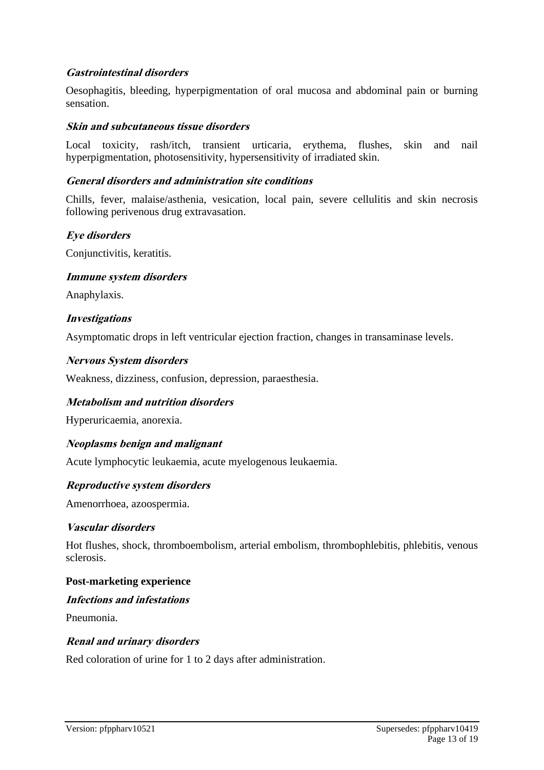***Gastrointestinal disorders***

Oesophagitis, bleeding, hyperpigmentation of oral mucosa and abdominal pain or burning sensation.

***Skin and subcutaneous tissue disorders***

Local toxicity, rash/itch, transient urticaria, erythema, flushes, skin and nail hyperpigmentation, photosensitivity, hypersensitivity of irradiated skin.

***General disorders and administration site conditions***

Chills, fever, malaise/asthenia, vesication, local pain, severe cellulitis and skin necrosis following perivenous drug extravasation.

***Eye disorders***

Conjunctivitis, keratitis.

***Immune system disorders***

Anaphylaxis.

***Investigations***

Asymptomatic drops in left ventricular ejection fraction, changes in transaminase levels.

***Nervous System disorders***

Weakness, dizziness, confusion, depression, paraesthesia.

***Metabolism and nutrition disorders***

Hyperuricaemia, anorexia.

***Neoplasms benign and malignant***

Acute lymphocytic leukaemia, acute myelogenous leukaemia.

***Reproductive system disorders***

Amenorrhoea, azoospermia.

***Vascular disorders***

Hot flushes, shock, thromboembolism, arterial embolism, thrombophlebitis, phlebitis, venous sclerosis.

**Post-marketing experience**

***Infections and infestations***

Pneumonia.

***Renal and urinary disorders***

Red coloration of urine for 1 to 2 days after administration.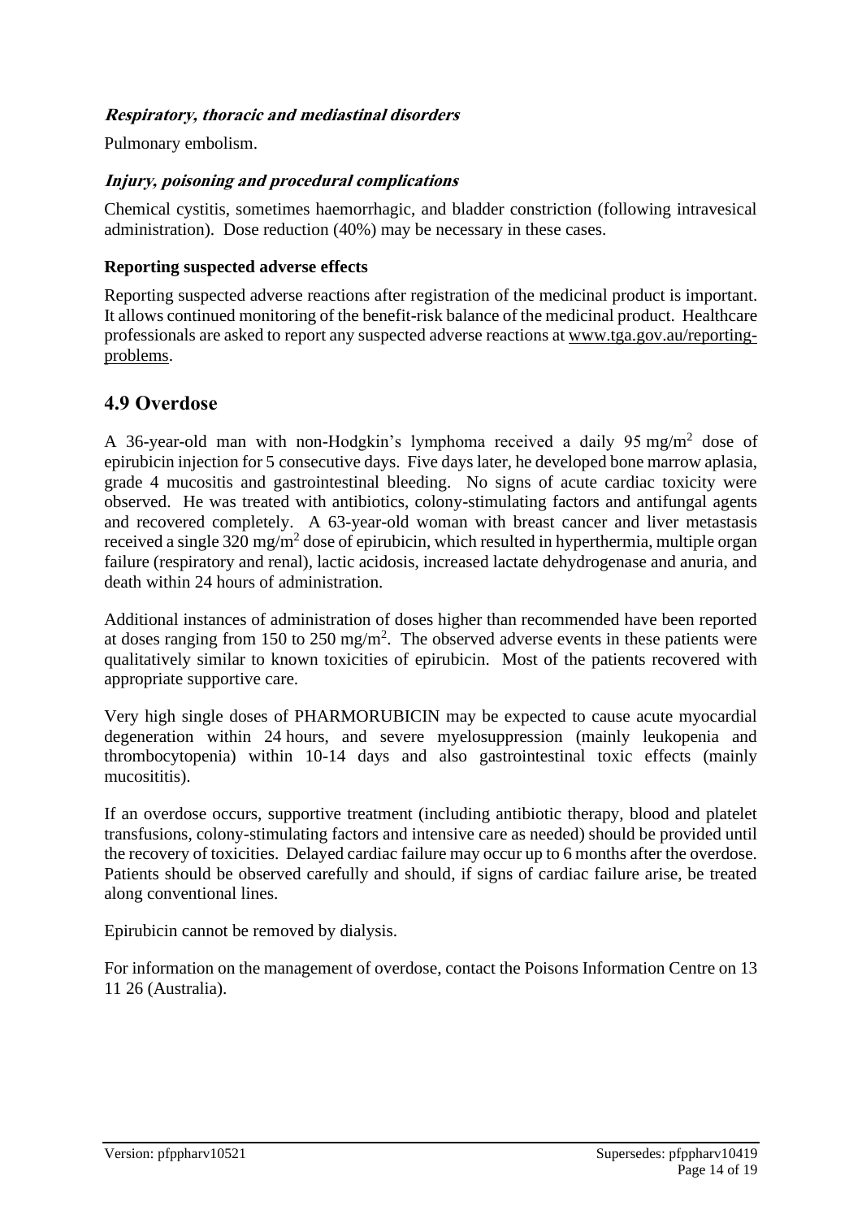***Respiratory, thoracic and mediastinal disorders***

Pulmonary embolism.

***Injury, poisoning and procedural complications***

Chemical cystitis, sometimes haemorrhagic, and bladder constriction (following intravesical administration). Dose reduction (40%) may be necessary in these cases.

**Reporting suspected adverse effects**

Reporting suspected adverse reactions after registration of the medicinal product is important. It allows continued monitoring of the benefit-risk balance of the medicinal product. Healthcare professionals are asked to report any suspected adverse reactions at www.tga.gov.au/reporting-problems.

## 4.9 Overdose

A 36-year-old man with non-Hodgkin's lymphoma received a daily 95 $mg/m^2$ dose of epirubicin injection for 5 consecutive days. Five days later, he developed bone marrow aplasia, grade 4 mucositis and gastrointestinal bleeding. No signs of acute cardiac toxicity were observed. He was treated with antibiotics, colony-stimulating factors and antifungal agents and recovered completely. A 63-year-old woman with breast cancer and liver metastasis received a single 320 $mg/m^2$ dose of epirubicin, which resulted in hyperthermia, multiple organ failure (respiratory and renal), lactic acidosis, increased lactate dehydrogenase and anuria, and death within 24 hours of administration.

Additional instances of administration of doses higher than recommended have been reported at doses ranging from 150 to 250 $mg/m^2$. The observed adverse events in these patients were qualitatively similar to known toxicities of epirubicin. Most of the patients recovered with appropriate supportive care.

Very high single doses of PHARMORUBICIN may be expected to cause acute myocardial degeneration within 24 hours, and severe myelosuppression (mainly leukopenia and thrombocytopenia) within 10-14 days and also gastrointestinal toxic effects (mainly mucositis).

If an overdose occurs, supportive treatment (including antibiotic therapy, blood and platelet transfusions, colony-stimulating factors and intensive care as needed) should be provided until the recovery of toxicities. Delayed cardiac failure may occur up to 6 months after the overdose. Patients should be observed carefully and should, if signs of cardiac failure arise, be treated along conventional lines.

Epirubicin cannot be removed by dialysis.

For information on the management of overdose, contact the Poisons Information Centre on 13 11 26 (Australia).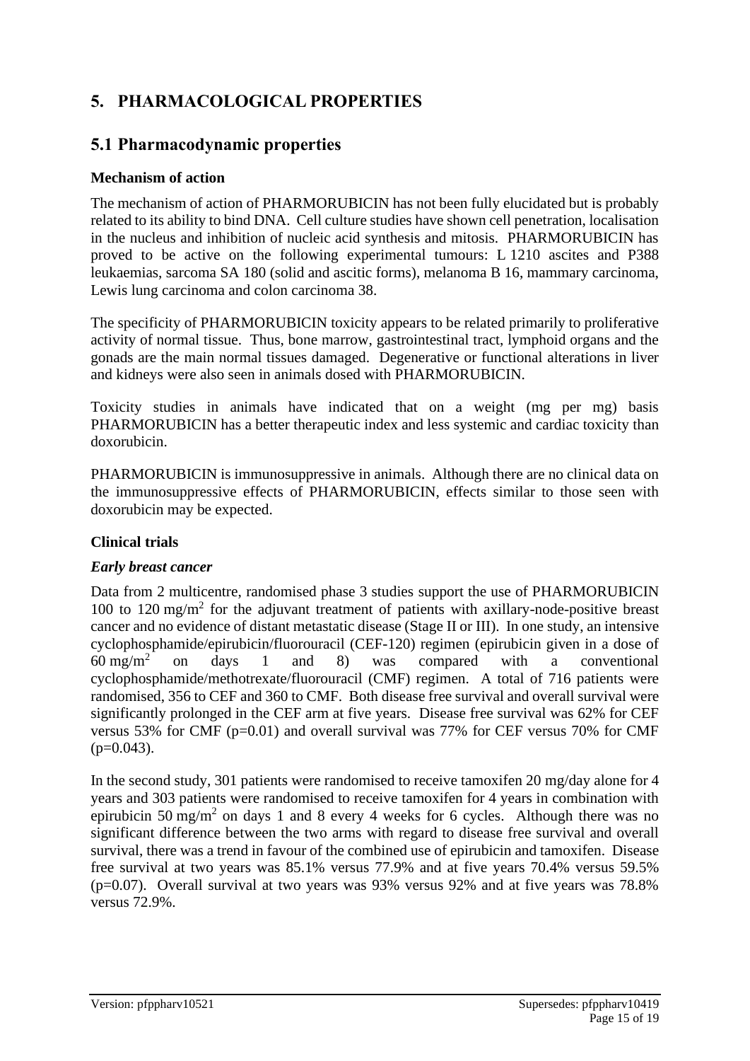# 5. PHARMACOLOGICAL PROPERTIES

## 5.1 Pharmacodynamic properties

### Mechanism of action

The mechanism of action of PHARMORUBICIN has not been fully elucidated but is probably related to its ability to bind DNA. Cell culture studies have shown cell penetration, localisation in the nucleus and inhibition of nucleic acid synthesis and mitosis. PHARMORUBICIN has proved to be active on the following experimental tumours: L 1210 ascites and P388 leukaemias, sarcoma SA 180 (solid and ascitic forms), melanoma B 16, mammary carcinoma, Lewis lung carcinoma and colon carcinoma 38.

The specificity of PHARMORUBICIN toxicity appears to be related primarily to proliferative activity of normal tissue. Thus, bone marrow, gastrointestinal tract, lymphoid organs and the gonads are the main normal tissues damaged. Degenerative or functional alterations in liver and kidneys were also seen in animals dosed with PHARMORUBICIN.

Toxicity studies in animals have indicated that on a weight (mg per mg) basis PHARMORUBICIN has a better therapeutic index and less systemic and cardiac toxicity than doxorubicin.

PHARMORUBICIN is immunosuppressive in animals. Although there are no clinical data on the immunosuppressive effects of PHARMORUBICIN, effects similar to those seen with doxorubicin may be expected.

### Clinical trials

#### *Early breast cancer*

Data from 2 multicentre, randomised phase 3 studies support the use of PHARMORUBICIN 100 to 120 mg/m$^2$ for the adjuvant treatment of patients with axillary-node-positive breast cancer and no evidence of distant metastatic disease (Stage II or III). In one study, an intensive cyclophosphamide/epirubicin/fluorouracil (CEF-120) regimen (epirubicin given in a dose of 60 mg/m$^2$ on days 1 and 8) was compared with a conventional cyclophosphamide/methotrexate/fluorouracil (CMF) regimen. A total of 716 patients were randomised, 356 to CEF and 360 to CMF. Both disease free survival and overall survival were significantly prolonged in the CEF arm at five years. Disease free survival was 62% for CEF versus 53% for CMF ($p=0.01$) and overall survival was 77% for CEF versus 70% for CMF ($p=0.043$).

In the second study, 301 patients were randomised to receive tamoxifen 20 mg/day alone for 4 years and 303 patients were randomised to receive tamoxifen for 4 years in combination with epirubicin 50 mg/m$^2$ on days 1 and 8 every 4 weeks for 6 cycles. Although there was no significant difference between the two arms with regard to disease free survival and overall survival, there was a trend in favour of the combined use of epirubicin and tamoxifen. Disease free survival at two years was 85.1% versus 77.9% and at five years 70.4% versus 59.5% ($p=0.07$). Overall survival at two years was 93% versus 92% and at five years was 78.8% versus 72.9%.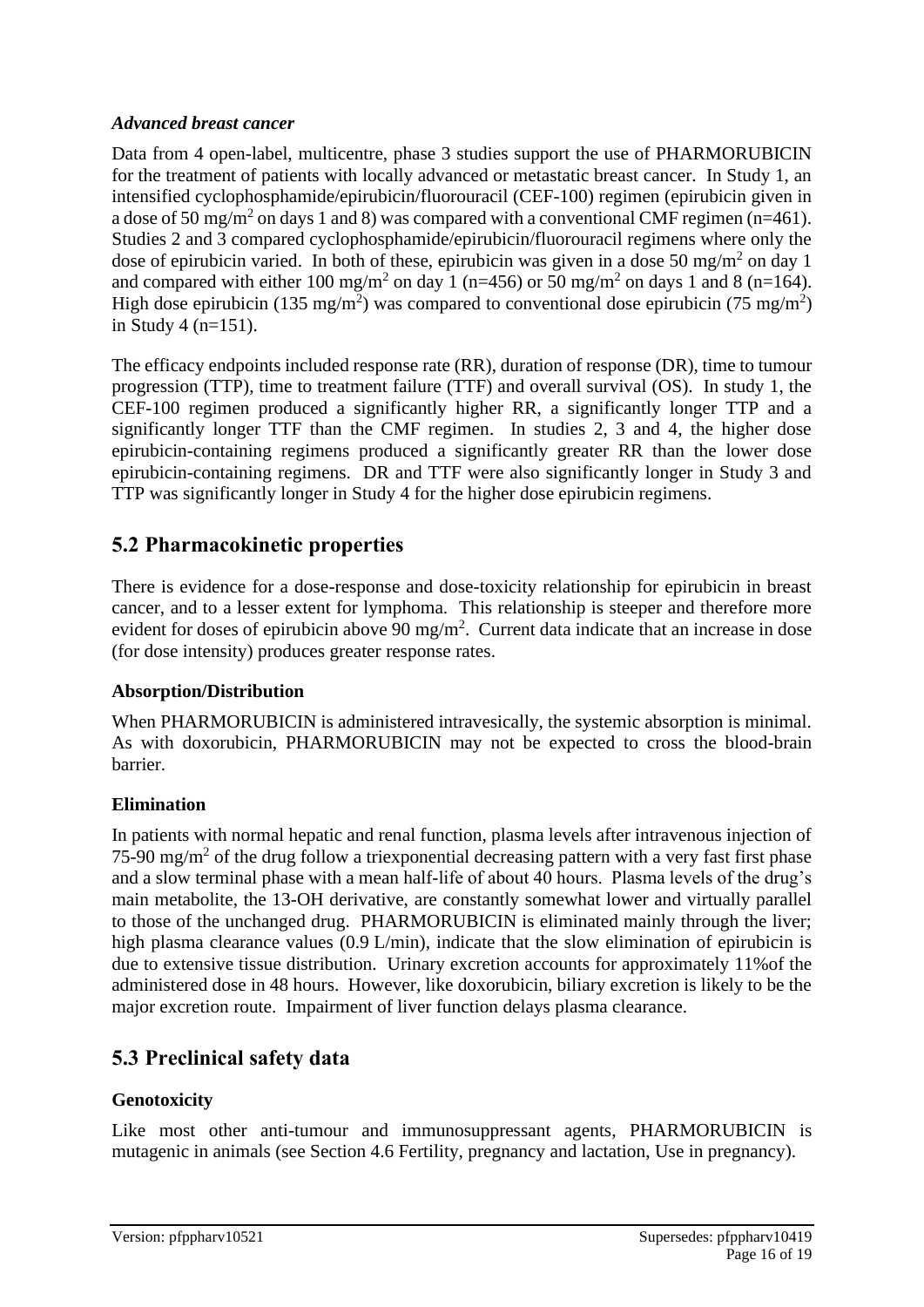### *Advanced breast cancer*

Data from 4 open-label, multicentre, phase 3 studies support the use of PHARMORUBICIN for the treatment of patients with locally advanced or metastatic breast cancer. In Study 1, an intensified cyclophosphamide/epirubicin/fluorouracil (CEF-100) regimen (epirubicin given in a dose of 50 mg/m$^2$ on days 1 and 8) was compared with a conventional CMF regimen (n=461). Studies 2 and 3 compared cyclophosphamide/epirubicin/fluorouracil regimens where only the dose of epirubicin varied. In both of these, epirubicin was given in a dose 50 mg/m$^2$ on day 1 and compared with either 100 mg/m$^2$ on day 1 (n=456) or 50 mg/m$^2$ on days 1 and 8 (n=164). High dose epirubicin (135 mg/m$^2$) was compared to conventional dose epirubicin (75 mg/m$^2$) in Study 4 (n=151).

The efficacy endpoints included response rate (RR), duration of response (DR), time to tumour progression (TTP), time to treatment failure (TTF) and overall survival (OS). In study 1, the CEF-100 regimen produced a significantly higher RR, a significantly longer TTP and a significantly longer TTF than the CMF regimen. In studies 2, 3 and 4, the higher dose epirubicin-containing regimens produced a significantly greater RR than the lower dose epirubicin-containing regimens. DR and TTF were also significantly longer in Study 3 and TTP was significantly longer in Study 4 for the higher dose epirubicin regimens.

## 5.2 Pharmacokinetic properties

There is evidence for a dose-response and dose-toxicity relationship for epirubicin in breast cancer, and to a lesser extent for lymphoma. This relationship is steeper and therefore more evident for doses of epirubicin above 90 mg/m$^2$. Current data indicate that an increase in dose (for dose intensity) produces greater response rates.

### Absorption/Distribution

When PHARMORUBICIN is administered intravesically, the systemic absorption is minimal. As with doxorubicin, PHARMORUBICIN may not be expected to cross the blood-brain barrier.

### Elimination

In patients with normal hepatic and renal function, plasma levels after intravenous injection of 75-90 mg/m$^2$ of the drug follow a triexponential decreasing pattern with a very fast first phase and a slow terminal phase with a mean half-life of about 40 hours. Plasma levels of the drug's main metabolite, the 13-OH derivative, are constantly somewhat lower and virtually parallel to those of the unchanged drug. PHARMORUBICIN is eliminated mainly through the liver; high plasma clearance values (0.9 L/min), indicate that the slow elimination of epirubicin is due to extensive tissue distribution. Urinary excretion accounts for approximately 11%of the administered dose in 48 hours. However, like doxorubicin, biliary excretion is likely to be the major excretion route. Impairment of liver function delays plasma clearance.

## 5.3 Preclinical safety data

### Genotoxicity

Like most other anti-tumour and immunosuppressant agents, PHARMORUBICIN is mutagenic in animals (see Section 4.6 Fertility, pregnancy and lactation, Use in pregnancy).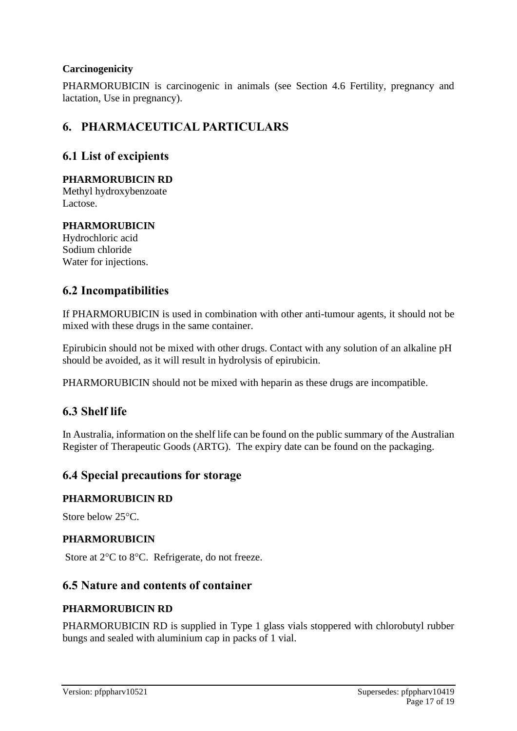**Carcinogenicity**

PHARMORUBICIN is carcinogenic in animals (see Section 4.6 Fertility, pregnancy and lactation, Use in pregnancy).

# 6. PHARMACEUTICAL PARTICULARS

## 6.1 List of excipients

**PHARMORUBICIN RD**
Methyl hydroxybenzoate
Lactose.

**PHARMORUBICIN**
Hydrochloric acid
Sodium chloride
Water for injections.

## 6.2 Incompatibilities

If PHARMORUBICIN is used in combination with other anti-tumour agents, it should not be mixed with these drugs in the same container.

Epirubicin should not be mixed with other drugs. Contact with any solution of an alkaline pH should be avoided, as it will result in hydrolysis of epirubicin.

PHARMORUBICIN should not be mixed with heparin as these drugs are incompatible.

## 6.3 Shelf life

In Australia, information on the shelf life can be found on the public summary of the Australian Register of Therapeutic Goods (ARTG). The expiry date can be found on the packaging.

## 6.4 Special precautions for storage

### PHARMORUBICIN RD

Store below 25°C.

### PHARMORUBICIN

Store at 2°C to 8°C. Refrigerate, do not freeze.

## 6.5 Nature and contents of container

### PHARMORUBICIN RD

PHARMORUBICIN RD is supplied in Type 1 glass vials stoppered with chlorobutyl rubber bungs and sealed with aluminium cap in packs of 1 vial.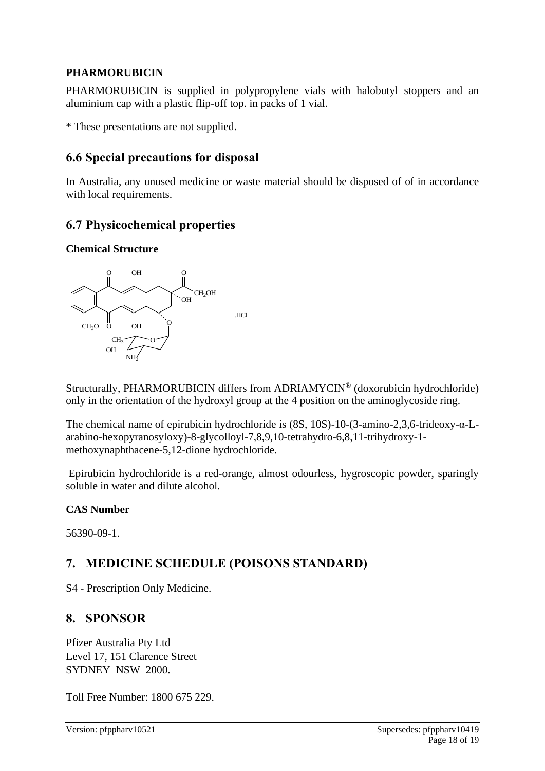**PHARMORUBICIN**

PHARMORUBICIN is supplied in polypropylene vials with halobutyl stoppers and an aluminium cap with a plastic flip-off top. in packs of 1 vial.

* These presentations are not supplied.

## 6.6 Special precautions for disposal

In Australia, any unused medicine or waste material should be disposed of of in accordance with local requirements.

## 6.7 Physicochemical properties

**Chemical Structure**

.HCl

Structurally, PHARMORUBICIN differs from ADRIAMYCIN® (doxorubicin hydrochloride) only in the orientation of the hydroxyl group at the 4 position on the aminoglycoside ring.

The chemical name of epirubicin hydrochloride is (8S, 10S)-10-(3-amino-2,3,6-trideoxy-α-L-arabino-hexopyranosyloxy)-8-glycolloyl-7,8,9,10-tetrahydro-6,8,11-trihydroxy-1-methoxynaphthacene-5,12-dione hydrochloride.

Epirubicin hydrochloride is a red-orange, almost odourless, hygroscopic powder, sparingly soluble in water and dilute alcohol.

**CAS Number**

56390-09-1.

# 7. MEDICINE SCHEDULE (POISONS STANDARD)

S4 - Prescription Only Medicine.

# 8. SPONSOR

Pfizer Australia Pty Ltd
Level 17, 151 Clarence Street
SYDNEY NSW 2000.

Toll Free Number: 1800 675 229.

Version: pfppharv10521 Supersedes: pfppharv10419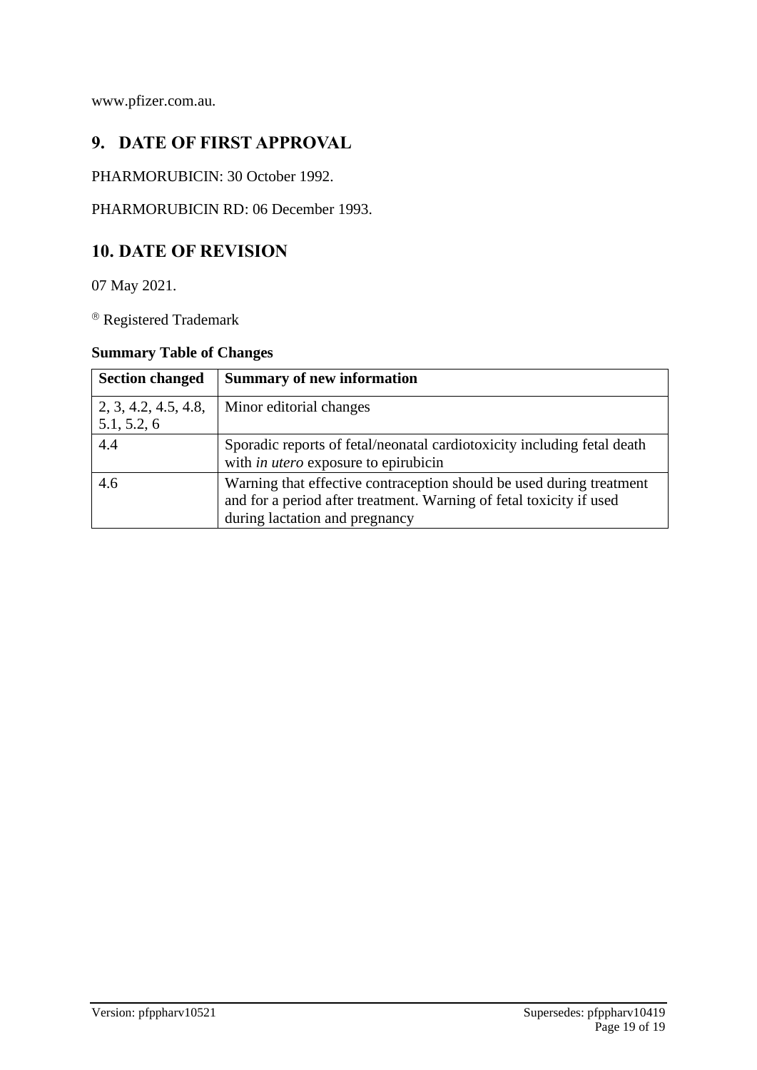www.pfizer.com.au.

## 9. DATE OF FIRST APPROVAL

PHARMORUBICIN: 30 October 1992.

PHARMORUBICIN RD: 06 December 1993.

## 10. DATE OF REVISION

07 May 2021.

® Registered Trademark

**Summary Table of Changes**

| Section changed | Summary of new information |
|---|---|
| 2, 3, 4.2, 4.5, 4.8, 5.1, 5.2, 6 | Minor editorial changes |
| 4.4 | Sporadic reports of fetal/neonatal cardiotoxicity including fetal death with *in utero* exposure to epirubicin |
| 4.6 | Warning that effective contraception should be used during treatment and for a period after treatment. Warning of fetal toxicity if used during lactation and pregnancy |

Version: pfppharv10521 Supersedes: pfppharv10419